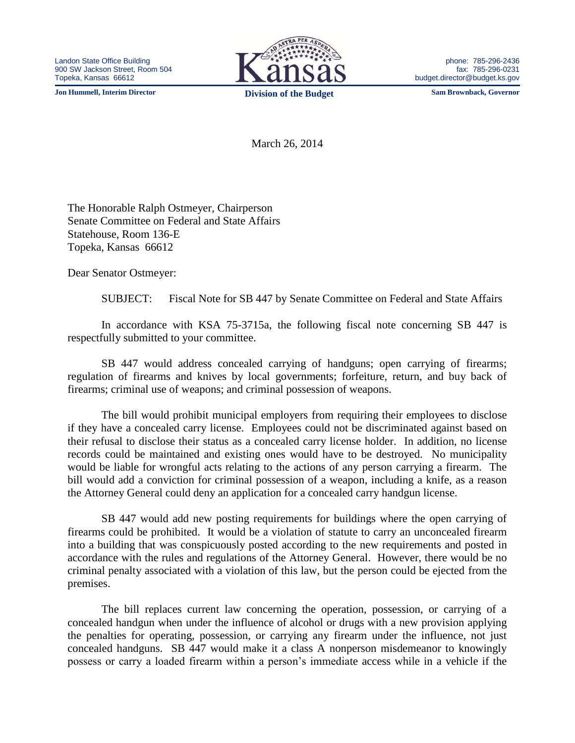Landon State Office Building
900 SW Jackson Street, Room 504
Topeka, Kansas 66612

phone: 785-296-2436
fax: 785-296-0231
budget.director@budget.ks.gov

**Jon Hummell, Interim Director** | **Division of the Budget** | **Sam Brownback, Governor**

March 26, 2014

The Honorable Ralph Ostmeyer, Chairperson
Senate Committee on Federal and State Affairs
Statehouse, Room 136-E
Topeka, Kansas 66612

Dear Senator Ostmeyer:

SUBJECT: Fiscal Note for SB 447 by Senate Committee on Federal and State Affairs

In accordance with KSA 75-3715a, the following fiscal note concerning SB 447 is respectfully submitted to your committee.

SB 447 would address concealed carrying of handguns; open carrying of firearms; regulation of firearms and knives by local governments; forfeiture, return, and buy back of firearms; criminal use of weapons; and criminal possession of weapons.

The bill would prohibit municipal employers from requiring their employees to disclose if they have a concealed carry license. Employees could not be discriminated against based on their refusal to disclose their status as a concealed carry license holder. In addition, no license records could be maintained and existing ones would have to be destroyed. No municipality would be liable for wrongful acts relating to the actions of any person carrying a firearm. The bill would add a conviction for criminal possession of a weapon, including a knife, as a reason the Attorney General could deny an application for a concealed carry handgun license.

SB 447 would add new posting requirements for buildings where the open carrying of firearms could be prohibited. It would be a violation of statute to carry an unconcealed firearm into a building that was conspicuously posted according to the new requirements and posted in accordance with the rules and regulations of the Attorney General. However, there would be no criminal penalty associated with a violation of this law, but the person could be ejected from the premises.

The bill replaces current law concerning the operation, possession, or carrying of a concealed handgun when under the influence of alcohol or drugs with a new provision applying the penalties for operating, possession, or carrying any firearm under the influence, not just concealed handguns. SB 447 would make it a class A nonperson misdemeanor to knowingly possess or carry a loaded firearm within a person's immediate access while in a vehicle if the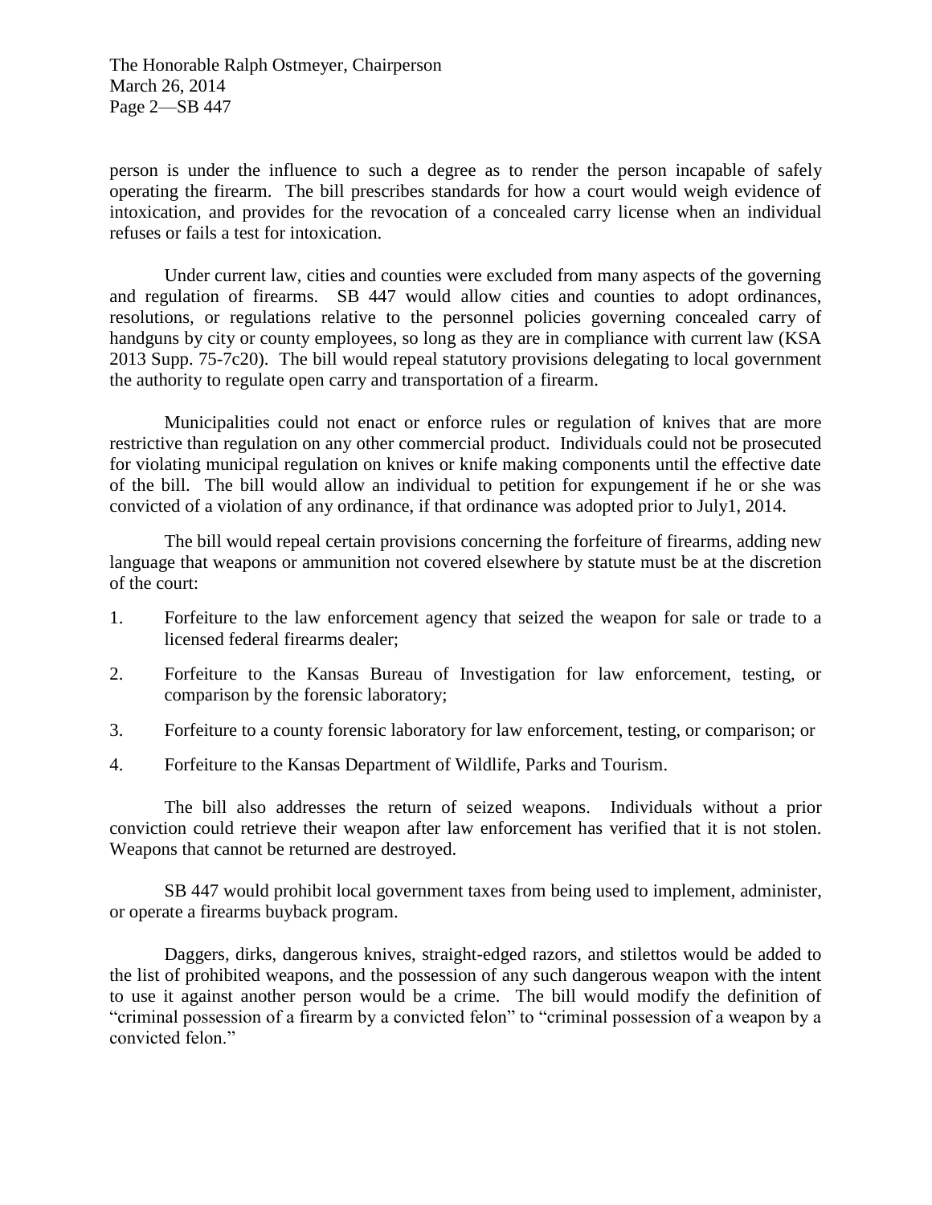person is under the influence to such a degree as to render the person incapable of safely operating the firearm. The bill prescribes standards for how a court would weigh evidence of intoxication, and provides for the revocation of a concealed carry license when an individual refuses or fails a test for intoxication.

Under current law, cities and counties were excluded from many aspects of the governing and regulation of firearms. SB 447 would allow cities and counties to adopt ordinances, resolutions, or regulations relative to the personnel policies governing concealed carry of handguns by city or county employees, so long as they are in compliance with current law (KSA 2013 Supp. 75-7c20). The bill would repeal statutory provisions delegating to local government the authority to regulate open carry and transportation of a firearm.

Municipalities could not enact or enforce rules or regulation of knives that are more restrictive than regulation on any other commercial product. Individuals could not be prosecuted for violating municipal regulation on knives or knife making components until the effective date of the bill. The bill would allow an individual to petition for expungement if he or she was convicted of a violation of any ordinance, if that ordinance was adopted prior to July1, 2014.

The bill would repeal certain provisions concerning the forfeiture of firearms, adding new language that weapons or ammunition not covered elsewhere by statute must be at the discretion of the court:

1. Forfeiture to the law enforcement agency that seized the weapon for sale or trade to a licensed federal firearms dealer;
2. Forfeiture to the Kansas Bureau of Investigation for law enforcement, testing, or comparison by the forensic laboratory;
3. Forfeiture to a county forensic laboratory for law enforcement, testing, or comparison; or
4. Forfeiture to the Kansas Department of Wildlife, Parks and Tourism.

The bill also addresses the return of seized weapons. Individuals without a prior conviction could retrieve their weapon after law enforcement has verified that it is not stolen. Weapons that cannot be returned are destroyed.

SB 447 would prohibit local government taxes from being used to implement, administer, or operate a firearms buyback program.

Daggers, dirks, dangerous knives, straight-edged razors, and stilettos would be added to the list of prohibited weapons, and the possession of any such dangerous weapon with the intent to use it against another person would be a crime. The bill would modify the definition of "criminal possession of a firearm by a convicted felon" to "criminal possession of a weapon by a convicted felon."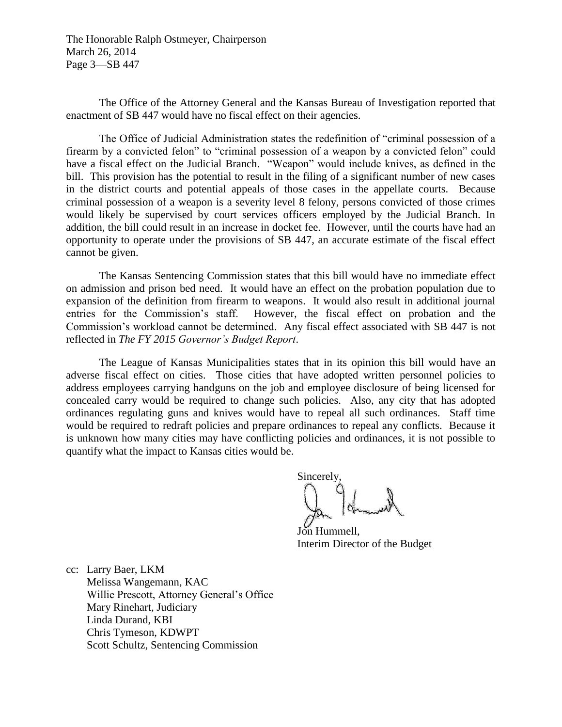The Office of the Attorney General and the Kansas Bureau of Investigation reported that enactment of SB 447 would have no fiscal effect on their agencies.

The Office of Judicial Administration states the redefinition of "criminal possession of a firearm by a convicted felon" to "criminal possession of a weapon by a convicted felon" could have a fiscal effect on the Judicial Branch. "Weapon" would include knives, as defined in the bill. This provision has the potential to result in the filing of a significant number of new cases in the district courts and potential appeals of those cases in the appellate courts. Because criminal possession of a weapon is a severity level 8 felony, persons convicted of those crimes would likely be supervised by court services officers employed by the Judicial Branch. In addition, the bill could result in an increase in docket fee. However, until the courts have had an opportunity to operate under the provisions of SB 447, an accurate estimate of the fiscal effect cannot be given.

The Kansas Sentencing Commission states that this bill would have no immediate effect on admission and prison bed need. It would have an effect on the probation population due to expansion of the definition from firearm to weapons. It would also result in additional journal entries for the Commission's staff. However, the fiscal effect on probation and the Commission's workload cannot be determined. Any fiscal effect associated with SB 447 is not reflected in *The FY 2015 Governor's Budget Report*.

The League of Kansas Municipalities states that in its opinion this bill would have an adverse fiscal effect on cities. Those cities that have adopted written personnel policies to address employees carrying handguns on the job and employee disclosure of being licensed for concealed carry would be required to change such policies. Also, any city that has adopted ordinances regulating guns and knives would have to repeal all such ordinances. Staff time would be required to redraft policies and prepare ordinances to repeal any conflicts. Because it is unknown how many cities may have conflicting policies and ordinances, it is not possible to quantify what the impact to Kansas cities would be.

Sincerely,

Jon Hummell,
Interim Director of the Budget

cc: Larry Baer, LKM
Melissa Wangemann, KAC
Willie Prescott, Attorney General's Office
Mary Rinehart, Judiciary
Linda Durand, KBI
Chris Tymeson, KDWPT
Scott Schultz, Sentencing Commission